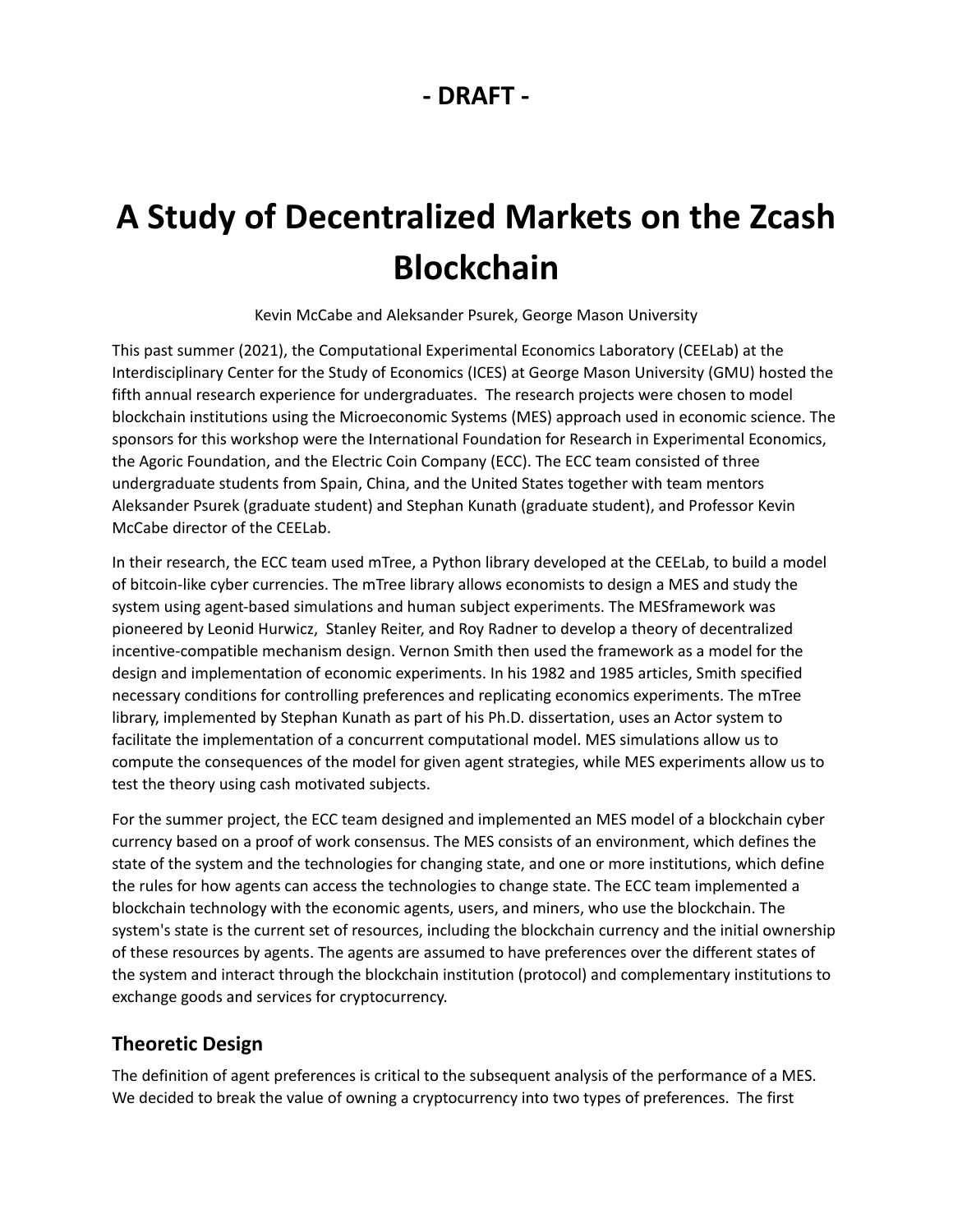**- DRAFT -**

# A Study of Decentralized Markets on the Zcash Blockchain

Kevin McCabe and Aleksander Psurek, George Mason University

This past summer (2021), the Computational Experimental Economics Laboratory (CEELab) at the Interdisciplinary Center for the Study of Economics (ICES) at George Mason University (GMU) hosted the fifth annual research experience for undergraduates. The research projects were chosen to model blockchain institutions using the Microeconomic Systems (MES) approach used in economic science. The sponsors for this workshop were the International Foundation for Research in Experimental Economics, the Agoric Foundation, and the Electric Coin Company (ECC). The ECC team consisted of three undergraduate students from Spain, China, and the United States together with team mentors Aleksander Psurek (graduate student) and Stephan Kunath (graduate student), and Professor Kevin McCabe director of the CEELab.

In their research, the ECC team used mTree, a Python library developed at the CEELab, to build a model of bitcoin-like cyber currencies. The mTree library allows economists to design a MES and study the system using agent-based simulations and human subject experiments. The MESframework was pioneered by Leonid Hurwicz, Stanley Reiter, and Roy Radner to develop a theory of decentralized incentive-compatible mechanism design. Vernon Smith then used the framework as a model for the design and implementation of economic experiments. In his 1982 and 1985 articles, Smith specified necessary conditions for controlling preferences and replicating economics experiments. The mTree library, implemented by Stephan Kunath as part of his Ph.D. dissertation, uses an Actor system to facilitate the implementation of a concurrent computational model. MES simulations allow us to compute the consequences of the model for given agent strategies, while MES experiments allow us to test the theory using cash motivated subjects.

For the summer project, the ECC team designed and implemented an MES model of a blockchain cyber currency based on a proof of work consensus. The MES consists of an environment, which defines the state of the system and the technologies for changing state, and one or more institutions, which define the rules for how agents can access the technologies to change state. The ECC team implemented a blockchain technology with the economic agents, users, and miners, who use the blockchain. The system's state is the current set of resources, including the blockchain currency and the initial ownership of these resources by agents. The agents are assumed to have preferences over the different states of the system and interact through the blockchain institution (protocol) and complementary institutions to exchange goods and services for cryptocurrency.

## Theoretic Design

The definition of agent preferences is critical to the subsequent analysis of the performance of a MES. We decided to break the value of owning a cryptocurrency into two types of preferences. The first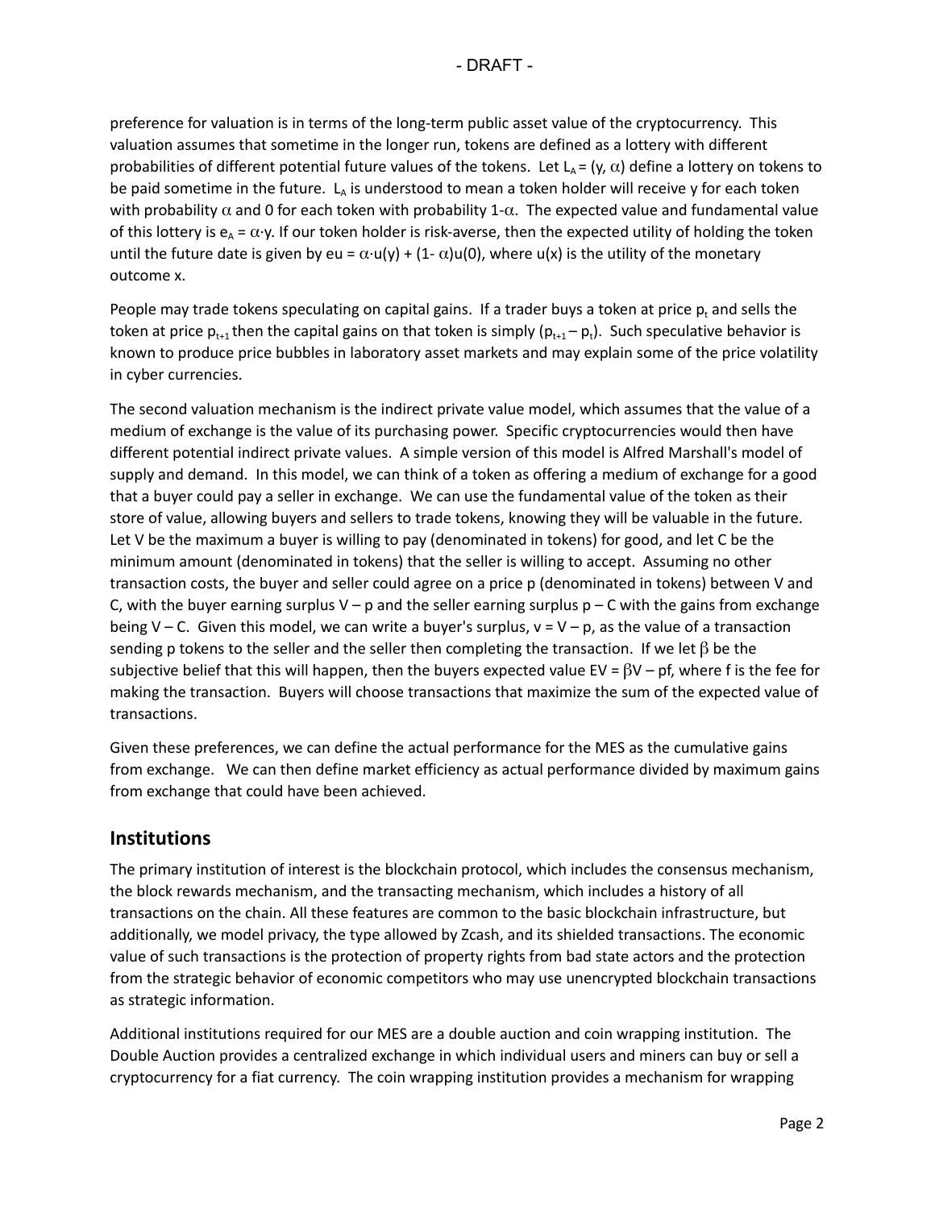preference for valuation is in terms of the long-term public asset value of the cryptocurrency. This valuation assumes that sometime in the longer run, tokens are defined as a lottery with different probabilities of different potential future values of the tokens. Let $L_A = (y, \alpha)$ define a lottery on tokens to be paid sometime in the future. $L_A$ is understood to mean a token holder will receive y for each token with probability $\alpha$ and 0 for each token with probability $1-\alpha$. The expected value and fundamental value of this lottery is $e_A = \alpha \cdot y$. If our token holder is risk-averse, then the expected utility of holding the token until the future date is given by $eu = \alpha \cdot u(y) + (1-\alpha)u(0)$, where u(x) is the utility of the monetary outcome x.

People may trade tokens speculating on capital gains. If a trader buys a token at price $p_t$ and sells the token at price $p_{t+1}$ then the capital gains on that token is simply $(p_{t+1} - p_t)$. Such speculative behavior is known to produce price bubbles in laboratory asset markets and may explain some of the price volatility in cyber currencies.

The second valuation mechanism is the indirect private value model, which assumes that the value of a medium of exchange is the value of its purchasing power. Specific cryptocurrencies would then have different potential indirect private values. A simple version of this model is Alfred Marshall's model of supply and demand. In this model, we can think of a token as offering a medium of exchange for a good that a buyer could pay a seller in exchange. We can use the fundamental value of the token as their store of value, allowing buyers and sellers to trade tokens, knowing they will be valuable in the future. Let V be the maximum a buyer is willing to pay (denominated in tokens) for good, and let C be the minimum amount (denominated in tokens) that the seller is willing to accept. Assuming no other transaction costs, the buyer and seller could agree on a price p (denominated in tokens) between V and C, with the buyer earning surplus $V - p$ and the seller earning surplus $p - C$ with the gains from exchange being $V - C$. Given this model, we can write a buyer's surplus, $v = V - p$, as the value of a transaction sending p tokens to the seller and the seller then completing the transaction. If we let $\beta$ be the subjective belief that this will happen, then the buyers expected value $EV = \beta V - pf$, where f is the fee for making the transaction. Buyers will choose transactions that maximize the sum of the expected value of transactions.

Given these preferences, we can define the actual performance for the MES as the cumulative gains from exchange. We can then define market efficiency as actual performance divided by maximum gains from exchange that could have been achieved.

## Institutions

The primary institution of interest is the blockchain protocol, which includes the consensus mechanism, the block rewards mechanism, and the transacting mechanism, which includes a history of all transactions on the chain. All these features are common to the basic blockchain infrastructure, but additionally, we model privacy, the type allowed by Zcash, and its shielded transactions. The economic value of such transactions is the protection of property rights from bad state actors and the protection from the strategic behavior of economic competitors who may use unencrypted blockchain transactions as strategic information.

Additional institutions required for our MES are a double auction and coin wrapping institution. The Double Auction provides a centralized exchange in which individual users and miners can buy or sell a cryptocurrency for a fiat currency. The coin wrapping institution provides a mechanism for wrapping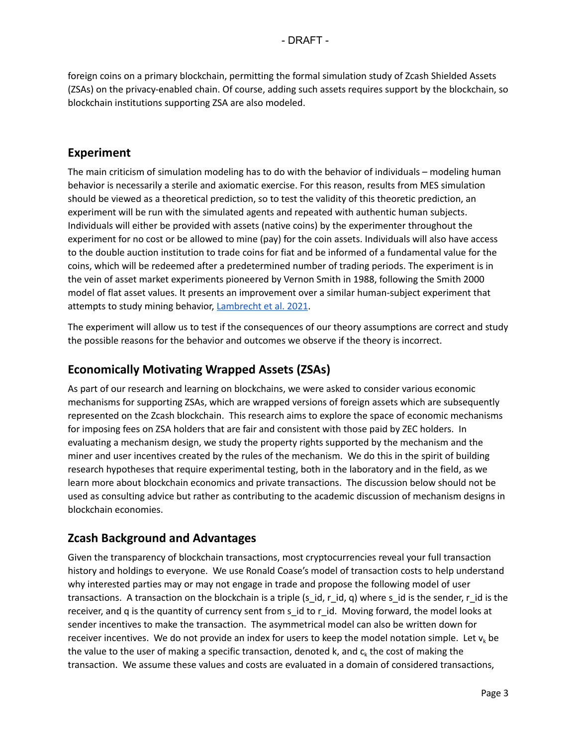foreign coins on a primary blockchain, permitting the formal simulation study of Zcash Shielded Assets (ZSAs) on the privacy-enabled chain. Of course, adding such assets requires support by the blockchain, so blockchain institutions supporting ZSA are also modeled.

## Experiment

The main criticism of simulation modeling has to do with the behavior of individuals – modeling human behavior is necessarily a sterile and axiomatic exercise. For this reason, results from MES simulation should be viewed as a theoretical prediction, so to test the validity of this theoretic prediction, an experiment will be run with the simulated agents and repeated with authentic human subjects. Individuals will either be provided with assets (native coins) by the experimenter throughout the experiment for no cost or be allowed to mine (pay) for the coin assets. Individuals will also have access to the double auction institution to trade coins for fiat and be informed of a fundamental value for the coins, which will be redeemed after a predetermined number of trading periods. The experiment is in the vein of asset market experiments pioneered by Vernon Smith in 1988, following the Smith 2000 model of flat asset values. It presents an improvement over a similar human-subject experiment that attempts to study mining behavior, Lambrecht et al. 2021.

The experiment will allow us to test if the consequences of our theory assumptions are correct and study the possible reasons for the behavior and outcomes we observe if the theory is incorrect.

## Economically Motivating Wrapped Assets (ZSAs)

As part of our research and learning on blockchains, we were asked to consider various economic mechanisms for supporting ZSAs, which are wrapped versions of foreign assets which are subsequently represented on the Zcash blockchain. This research aims to explore the space of economic mechanisms for imposing fees on ZSA holders that are fair and consistent with those paid by ZEC holders. In evaluating a mechanism design, we study the property rights supported by the mechanism and the miner and user incentives created by the rules of the mechanism. We do this in the spirit of building research hypotheses that require experimental testing, both in the laboratory and in the field, as we learn more about blockchain economics and private transactions. The discussion below should not be used as consulting advice but rather as contributing to the academic discussion of mechanism designs in blockchain economies.

## Zcash Background and Advantages

Given the transparency of blockchain transactions, most cryptocurrencies reveal your full transaction history and holdings to everyone. We use Ronald Coase's model of transaction costs to help understand why interested parties may or may not engage in trade and propose the following model of user transactions. A transaction on the blockchain is a triple (s_id, r_id, q) where s_id is the sender, r_id is the receiver, and q is the quantity of currency sent from s_id to r_id. Moving forward, the model looks at sender incentives to make the transaction. The asymmetrical model can also be written down for receiver incentives. We do not provide an index for users to keep the model notation simple. Let $v_k$ be the value to the user of making a specific transaction, denoted k, and $c_k$ the cost of making the transaction. We assume these values and costs are evaluated in a domain of considered transactions,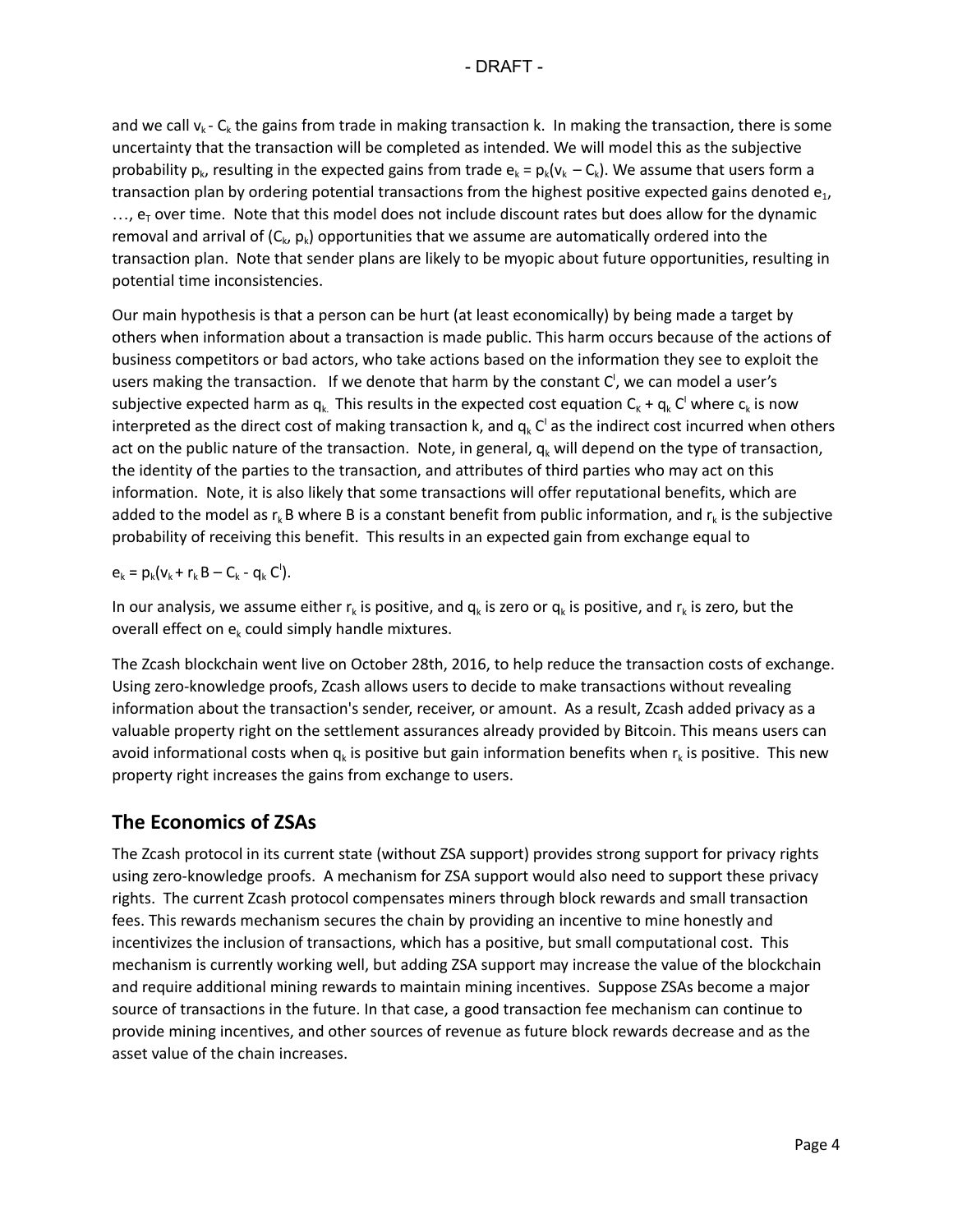and we call $v_k$ - $C_k$ the gains from trade in making transaction k. In making the transaction, there is some uncertainty that the transaction will be completed as intended. We will model this as the subjective probability $p_k$, resulting in the expected gains from trade $e_k = p_k(v_k - C_k)$. We assume that users form a transaction plan by ordering potential transactions from the highest positive expected gains denoted $e_1$, …, $e_T$ over time. Note that this model does not include discount rates but does allow for the dynamic removal and arrival of ($C_k$, $p_k$) opportunities that we assume are automatically ordered into the transaction plan. Note that sender plans are likely to be myopic about future opportunities, resulting in potential time inconsistencies.

Our main hypothesis is that a person can be hurt (at least economically) by being made a target by others when information about a transaction is made public. This harm occurs because of the actions of business competitors or bad actors, who take actions based on the information they see to exploit the users making the transaction. If we denote that harm by the constant $C^I$, we can model a user's subjective expected harm as $q_k$. This results in the expected cost equation $C_K + q_k C^I$ where $c_k$ is now interpreted as the direct cost of making transaction k, and $q_k C^I$ as the indirect cost incurred when others act on the public nature of the transaction. Note, in general, $q_k$ will depend on the type of transaction, the identity of the parties to the transaction, and attributes of third parties who may act on this information. Note, it is also likely that some transactions will offer reputational benefits, which are added to the model as $r_k B$ where B is a constant benefit from public information, and $r_k$ is the subjective probability of receiving this benefit. This results in an expected gain from exchange equal to

$e_k = p_k(v_k + r_k B - C_k - q_k C^I)$.

In our analysis, we assume either $r_k$ is positive, and $q_k$ is zero or $q_k$ is positive, and $r_k$ is zero, but the overall effect on $e_k$ could simply handle mixtures.

The Zcash blockchain went live on October 28th, 2016, to help reduce the transaction costs of exchange. Using zero-knowledge proofs, Zcash allows users to decide to make transactions without revealing information about the transaction's sender, receiver, or amount. As a result, Zcash added privacy as a valuable property right on the settlement assurances already provided by Bitcoin. This means users can avoid informational costs when $q_k$ is positive but gain information benefits when $r_k$ is positive. This new property right increases the gains from exchange to users.

## The Economics of ZSAs

The Zcash protocol in its current state (without ZSA support) provides strong support for privacy rights using zero-knowledge proofs. A mechanism for ZSA support would also need to support these privacy rights. The current Zcash protocol compensates miners through block rewards and small transaction fees. This rewards mechanism secures the chain by providing an incentive to mine honestly and incentivizes the inclusion of transactions, which has a positive, but small computational cost. This mechanism is currently working well, but adding ZSA support may increase the value of the blockchain and require additional mining rewards to maintain mining incentives. Suppose ZSAs become a major source of transactions in the future. In that case, a good transaction fee mechanism can continue to provide mining incentives, and other sources of revenue as future block rewards decrease and as the asset value of the chain increases.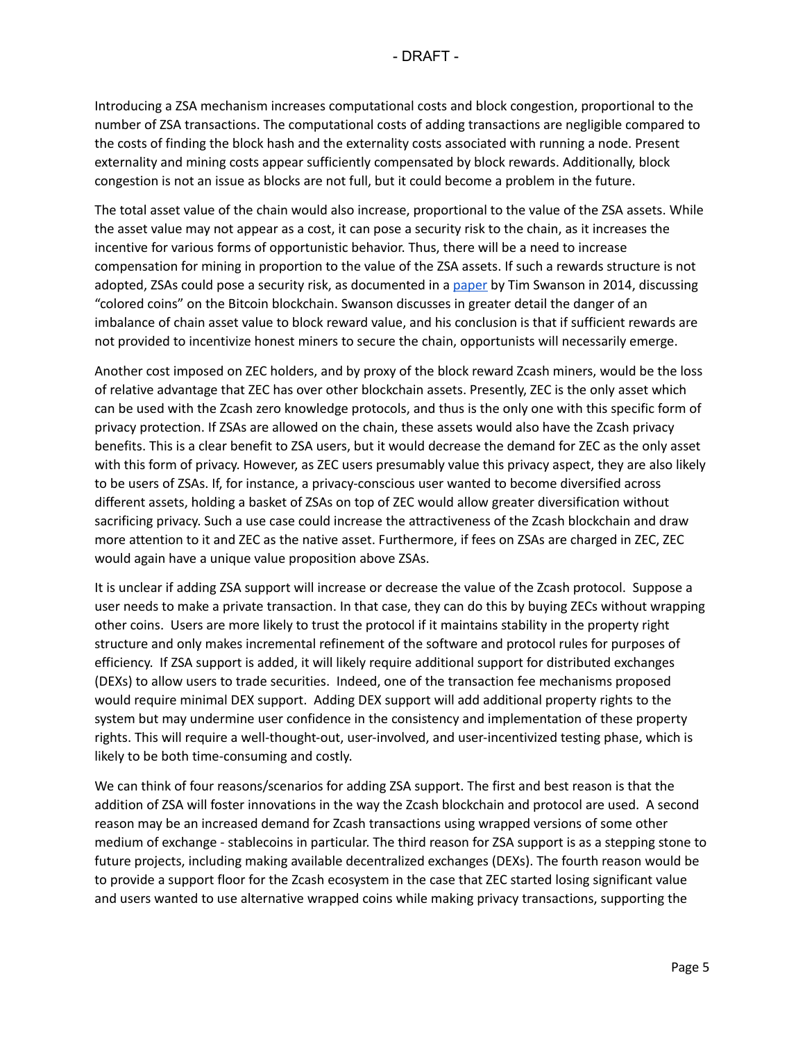Introducing a ZSA mechanism increases computational costs and block congestion, proportional to the number of ZSA transactions. The computational costs of adding transactions are negligible compared to the costs of finding the block hash and the externality costs associated with running a node. Present externality and mining costs appear sufficiently compensated by block rewards. Additionally, block congestion is not an issue as blocks are not full, but it could become a problem in the future.

The total asset value of the chain would also increase, proportional to the value of the ZSA assets. While the asset value may not appear as a cost, it can pose a security risk to the chain, as it increases the incentive for various forms of opportunistic behavior. Thus, there will be a need to increase compensation for mining in proportion to the value of the ZSA assets. If such a rewards structure is not adopted, ZSAs could pose a security risk, as documented in a paper by Tim Swanson in 2014, discussing "colored coins" on the Bitcoin blockchain. Swanson discusses in greater detail the danger of an imbalance of chain asset value to block reward value, and his conclusion is that if sufficient rewards are not provided to incentivize honest miners to secure the chain, opportunists will necessarily emerge.

Another cost imposed on ZEC holders, and by proxy of the block reward Zcash miners, would be the loss of relative advantage that ZEC has over other blockchain assets. Presently, ZEC is the only asset which can be used with the Zcash zero knowledge protocols, and thus is the only one with this specific form of privacy protection. If ZSAs are allowed on the chain, these assets would also have the Zcash privacy benefits. This is a clear benefit to ZSA users, but it would decrease the demand for ZEC as the only asset with this form of privacy. However, as ZEC users presumably value this privacy aspect, they are also likely to be users of ZSAs. If, for instance, a privacy-conscious user wanted to become diversified across different assets, holding a basket of ZSAs on top of ZEC would allow greater diversification without sacrificing privacy. Such a use case could increase the attractiveness of the Zcash blockchain and draw more attention to it and ZEC as the native asset. Furthermore, if fees on ZSAs are charged in ZEC, ZEC would again have a unique value proposition above ZSAs.

It is unclear if adding ZSA support will increase or decrease the value of the Zcash protocol. Suppose a user needs to make a private transaction. In that case, they can do this by buying ZECs without wrapping other coins. Users are more likely to trust the protocol if it maintains stability in the property right structure and only makes incremental refinement of the software and protocol rules for purposes of efficiency. If ZSA support is added, it will likely require additional support for distributed exchanges (DEXs) to allow users to trade securities. Indeed, one of the transaction fee mechanisms proposed would require minimal DEX support. Adding DEX support will add additional property rights to the system but may undermine user confidence in the consistency and implementation of these property rights. This will require a well-thought-out, user-involved, and user-incentivized testing phase, which is likely to be both time-consuming and costly.

We can think of four reasons/scenarios for adding ZSA support. The first and best reason is that the addition of ZSA will foster innovations in the way the Zcash blockchain and protocol are used. A second reason may be an increased demand for Zcash transactions using wrapped versions of some other medium of exchange - stablecoins in particular. The third reason for ZSA support is as a stepping stone to future projects, including making available decentralized exchanges (DEXs). The fourth reason would be to provide a support floor for the Zcash ecosystem in the case that ZEC started losing significant value and users wanted to use alternative wrapped coins while making privacy transactions, supporting the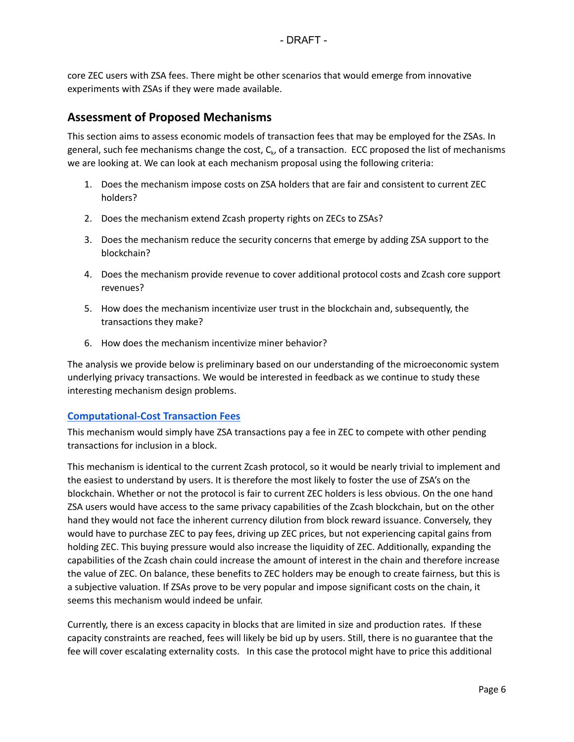core ZEC users with ZSA fees. There might be other scenarios that would emerge from innovative experiments with ZSAs if they were made available.

## Assessment of Proposed Mechanisms

This section aims to assess economic models of transaction fees that may be employed for the ZSAs. In general, such fee mechanisms change the cost, $C_k$, of a transaction. ECC proposed the list of mechanisms we are looking at. We can look at each mechanism proposal using the following criteria:

1. Does the mechanism impose costs on ZSA holders that are fair and consistent to current ZEC holders?
2. Does the mechanism extend Zcash property rights on ZECs to ZSAs?
3. Does the mechanism reduce the security concerns that emerge by adding ZSA support to the blockchain?
4. Does the mechanism provide revenue to cover additional protocol costs and Zcash core support revenues?
5. How does the mechanism incentivize user trust in the blockchain and, subsequently, the transactions they make?
6. How does the mechanism incentivize miner behavior?

The analysis we provide below is preliminary based on our understanding of the microeconomic system underlying privacy transactions. We would be interested in feedback as we continue to study these interesting mechanism design problems.

### Computational-Cost Transaction Fees

This mechanism would simply have ZSA transactions pay a fee in ZEC to compete with other pending transactions for inclusion in a block.

This mechanism is identical to the current Zcash protocol, so it would be nearly trivial to implement and the easiest to understand by users. It is therefore the most likely to foster the use of ZSA's on the blockchain. Whether or not the protocol is fair to current ZEC holders is less obvious. On the one hand ZSA users would have access to the same privacy capabilities of the Zcash blockchain, but on the other hand they would not face the inherent currency dilution from block reward issuance. Conversely, they would have to purchase ZEC to pay fees, driving up ZEC prices, but not experiencing capital gains from holding ZEC. This buying pressure would also increase the liquidity of ZEC. Additionally, expanding the capabilities of the Zcash chain could increase the amount of interest in the chain and therefore increase the value of ZEC. On balance, these benefits to ZEC holders may be enough to create fairness, but this is a subjective valuation. If ZSAs prove to be very popular and impose significant costs on the chain, it seems this mechanism would indeed be unfair.

Currently, there is an excess capacity in blocks that are limited in size and production rates. If these capacity constraints are reached, fees will likely be bid up by users. Still, there is no guarantee that the fee will cover escalating externality costs. In this case the protocol might have to price this additional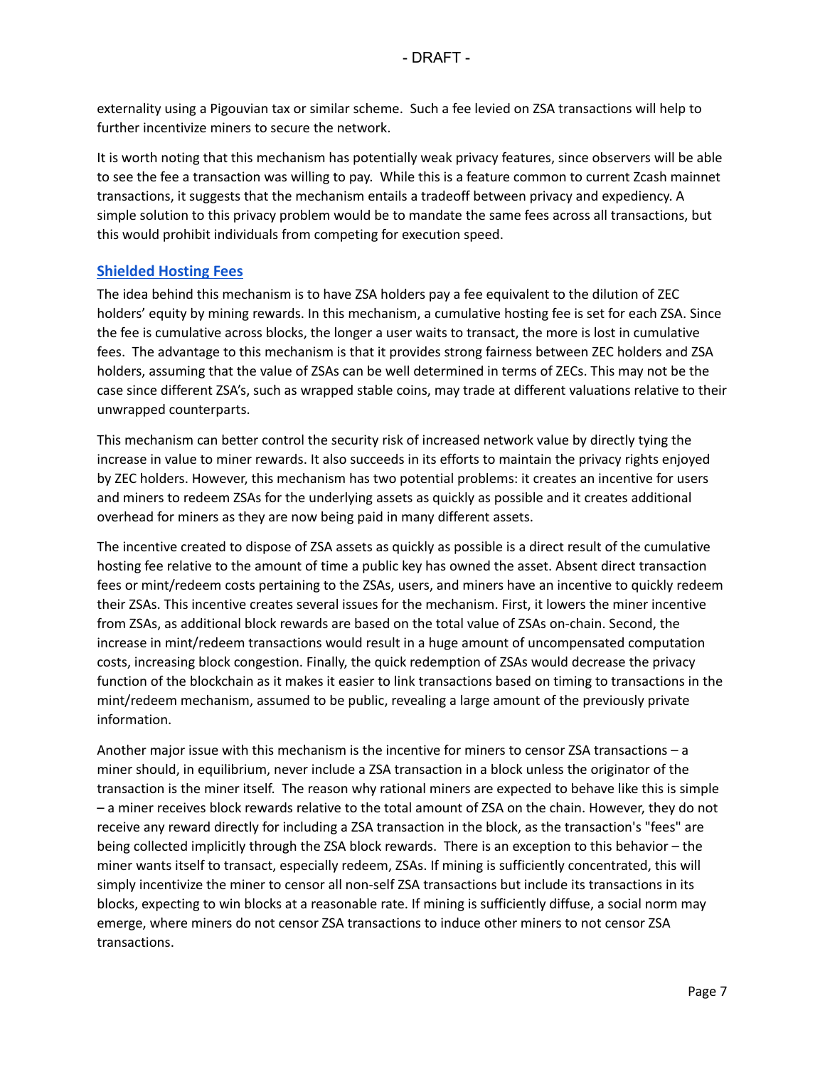externality using a Pigouvian tax or similar scheme. Such a fee levied on ZSA transactions will help to further incentivize miners to secure the network.

It is worth noting that this mechanism has potentially weak privacy features, since observers will be able to see the fee a transaction was willing to pay. While this is a feature common to current Zcash mainnet transactions, it suggests that the mechanism entails a tradeoff between privacy and expediency. A simple solution to this privacy problem would be to mandate the same fees across all transactions, but this would prohibit individuals from competing for execution speed.

### Shielded Hosting Fees

The idea behind this mechanism is to have ZSA holders pay a fee equivalent to the dilution of ZEC holders' equity by mining rewards. In this mechanism, a cumulative hosting fee is set for each ZSA. Since the fee is cumulative across blocks, the longer a user waits to transact, the more is lost in cumulative fees. The advantage to this mechanism is that it provides strong fairness between ZEC holders and ZSA holders, assuming that the value of ZSAs can be well determined in terms of ZECs. This may not be the case since different ZSA's, such as wrapped stable coins, may trade at different valuations relative to their unwrapped counterparts.

This mechanism can better control the security risk of increased network value by directly tying the increase in value to miner rewards. It also succeeds in its efforts to maintain the privacy rights enjoyed by ZEC holders. However, this mechanism has two potential problems: it creates an incentive for users and miners to redeem ZSAs for the underlying assets as quickly as possible and it creates additional overhead for miners as they are now being paid in many different assets.

The incentive created to dispose of ZSA assets as quickly as possible is a direct result of the cumulative hosting fee relative to the amount of time a public key has owned the asset. Absent direct transaction fees or mint/redeem costs pertaining to the ZSAs, users, and miners have an incentive to quickly redeem their ZSAs. This incentive creates several issues for the mechanism. First, it lowers the miner incentive from ZSAs, as additional block rewards are based on the total value of ZSAs on-chain. Second, the increase in mint/redeem transactions would result in a huge amount of uncompensated computation costs, increasing block congestion. Finally, the quick redemption of ZSAs would decrease the privacy function of the blockchain as it makes it easier to link transactions based on timing to transactions in the mint/redeem mechanism, assumed to be public, revealing a large amount of the previously private information.

Another major issue with this mechanism is the incentive for miners to censor ZSA transactions – a miner should, in equilibrium, never include a ZSA transaction in a block unless the originator of the transaction is the miner itself. The reason why rational miners are expected to behave like this is simple – a miner receives block rewards relative to the total amount of ZSA on the chain. However, they do not receive any reward directly for including a ZSA transaction in the block, as the transaction's "fees" are being collected implicitly through the ZSA block rewards. There is an exception to this behavior – the miner wants itself to transact, especially redeem, ZSAs. If mining is sufficiently concentrated, this will simply incentivize the miner to censor all non-self ZSA transactions but include its transactions in its blocks, expecting to win blocks at a reasonable rate. If mining is sufficiently diffuse, a social norm may emerge, where miners do not censor ZSA transactions to induce other miners to not censor ZSA transactions.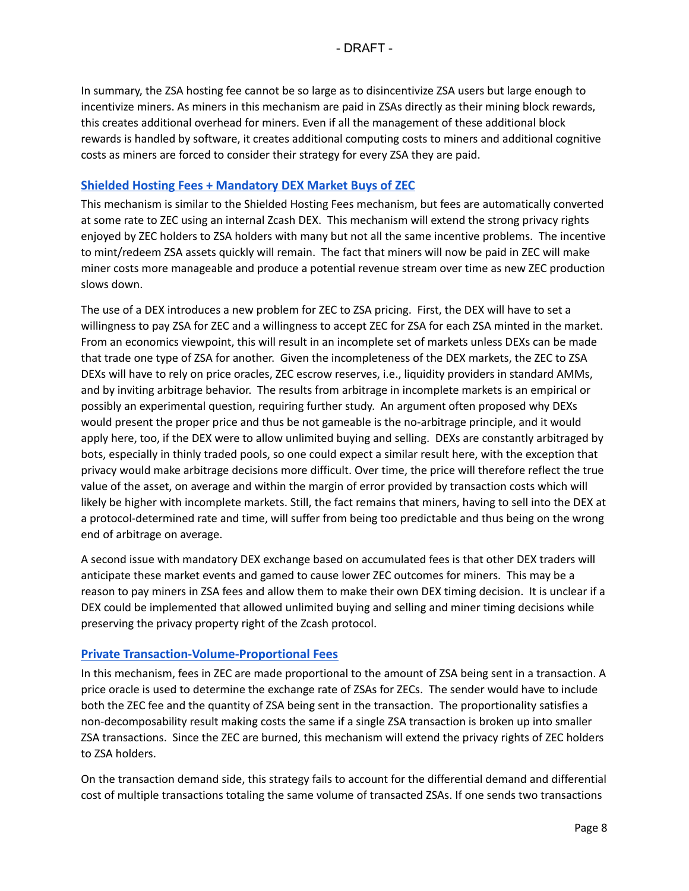In summary, the ZSA hosting fee cannot be so large as to disincentivize ZSA users but large enough to incentivize miners. As miners in this mechanism are paid in ZSAs directly as their mining block rewards, this creates additional overhead for miners. Even if all the management of these additional block rewards is handled by software, it creates additional computing costs to miners and additional cognitive costs as miners are forced to consider their strategy for every ZSA they are paid.

### Shielded Hosting Fees + Mandatory DEX Market Buys of ZEC

This mechanism is similar to the Shielded Hosting Fees mechanism, but fees are automatically converted at some rate to ZEC using an internal Zcash DEX. This mechanism will extend the strong privacy rights enjoyed by ZEC holders to ZSA holders with many but not all the same incentive problems. The incentive to mint/redeem ZSA assets quickly will remain. The fact that miners will now be paid in ZEC will make miner costs more manageable and produce a potential revenue stream over time as new ZEC production slows down.

The use of a DEX introduces a new problem for ZEC to ZSA pricing. First, the DEX will have to set a willingness to pay ZSA for ZEC and a willingness to accept ZEC for ZSA for each ZSA minted in the market. From an economics viewpoint, this will result in an incomplete set of markets unless DEXs can be made that trade one type of ZSA for another. Given the incompleteness of the DEX markets, the ZEC to ZSA DEXs will have to rely on price oracles, ZEC escrow reserves, i.e., liquidity providers in standard AMMs, and by inviting arbitrage behavior. The results from arbitrage in incomplete markets is an empirical or possibly an experimental question, requiring further study. An argument often proposed why DEXs would present the proper price and thus be not gameable is the no-arbitrage principle, and it would apply here, too, if the DEX were to allow unlimited buying and selling. DEXs are constantly arbitraged by bots, especially in thinly traded pools, so one could expect a similar result here, with the exception that privacy would make arbitrage decisions more difficult. Over time, the price will therefore reflect the true value of the asset, on average and within the margin of error provided by transaction costs which will likely be higher with incomplete markets. Still, the fact remains that miners, having to sell into the DEX at a protocol-determined rate and time, will suffer from being too predictable and thus being on the wrong end of arbitrage on average.

A second issue with mandatory DEX exchange based on accumulated fees is that other DEX traders will anticipate these market events and gamed to cause lower ZEC outcomes for miners. This may be a reason to pay miners in ZSA fees and allow them to make their own DEX timing decision. It is unclear if a DEX could be implemented that allowed unlimited buying and selling and miner timing decisions while preserving the privacy property right of the Zcash protocol.

### Private Transaction-Volume-Proportional Fees

In this mechanism, fees in ZEC are made proportional to the amount of ZSA being sent in a transaction. A price oracle is used to determine the exchange rate of ZSAs for ZECs. The sender would have to include both the ZEC fee and the quantity of ZSA being sent in the transaction. The proportionality satisfies a non-decomposability result making costs the same if a single ZSA transaction is broken up into smaller ZSA transactions. Since the ZEC are burned, this mechanism will extend the privacy rights of ZEC holders to ZSA holders.

On the transaction demand side, this strategy fails to account for the differential demand and differential cost of multiple transactions totaling the same volume of transacted ZSAs. If one sends two transactions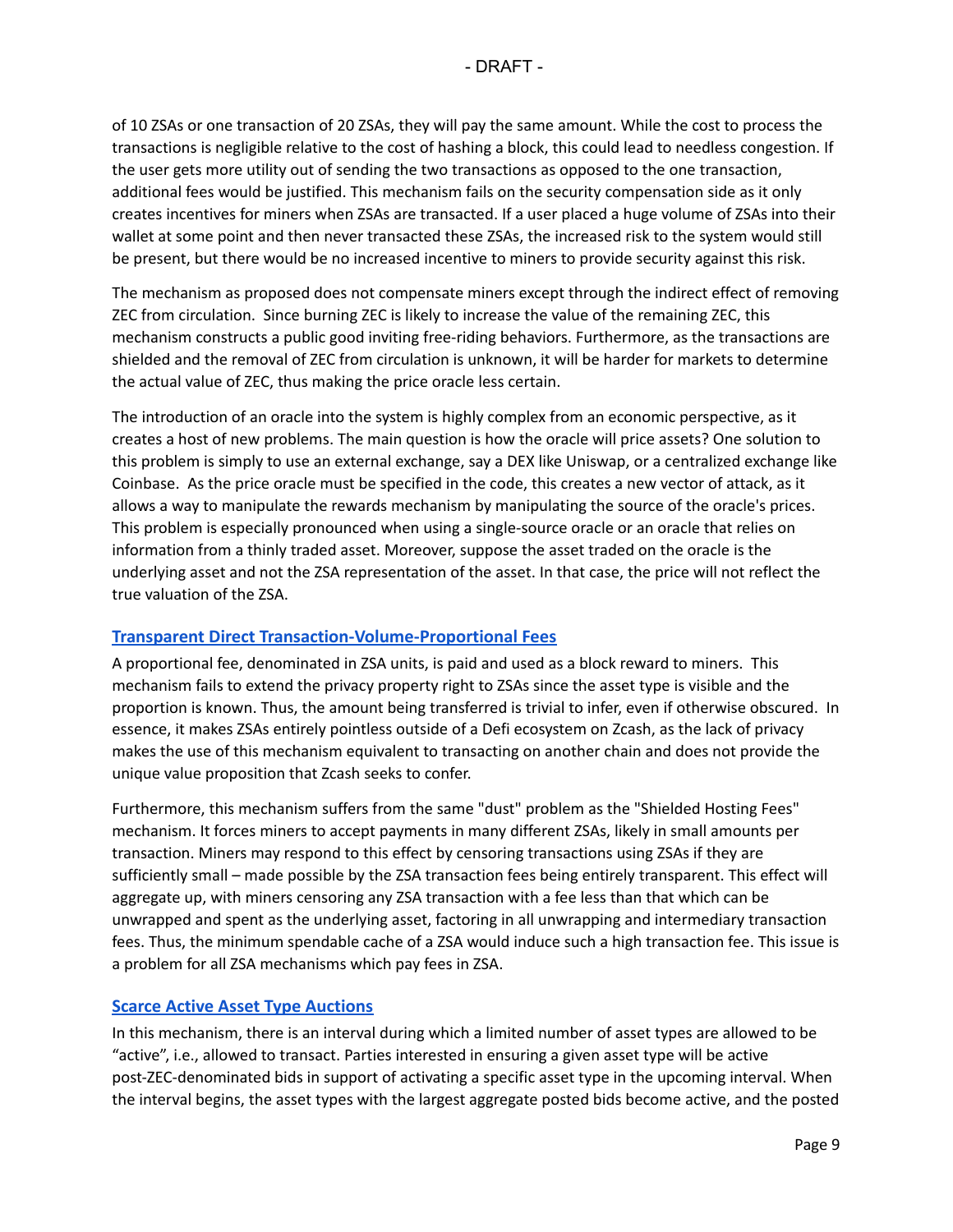of 10 ZSAs or one transaction of 20 ZSAs, they will pay the same amount. While the cost to process the transactions is negligible relative to the cost of hashing a block, this could lead to needless congestion. If the user gets more utility out of sending the two transactions as opposed to the one transaction, additional fees would be justified. This mechanism fails on the security compensation side as it only creates incentives for miners when ZSAs are transacted. If a user placed a huge volume of ZSAs into their wallet at some point and then never transacted these ZSAs, the increased risk to the system would still be present, but there would be no increased incentive to miners to provide security against this risk.

The mechanism as proposed does not compensate miners except through the indirect effect of removing ZEC from circulation. Since burning ZEC is likely to increase the value of the remaining ZEC, this mechanism constructs a public good inviting free-riding behaviors. Furthermore, as the transactions are shielded and the removal of ZEC from circulation is unknown, it will be harder for markets to determine the actual value of ZEC, thus making the price oracle less certain.

The introduction of an oracle into the system is highly complex from an economic perspective, as it creates a host of new problems. The main question is how the oracle will price assets? One solution to this problem is simply to use an external exchange, say a DEX like Uniswap, or a centralized exchange like Coinbase. As the price oracle must be specified in the code, this creates a new vector of attack, as it allows a way to manipulate the rewards mechanism by manipulating the source of the oracle's prices. This problem is especially pronounced when using a single-source oracle or an oracle that relies on information from a thinly traded asset. Moreover, suppose the asset traded on the oracle is the underlying asset and not the ZSA representation of the asset. In that case, the price will not reflect the true valuation of the ZSA.

### Transparent Direct Transaction-Volume-Proportional Fees

A proportional fee, denominated in ZSA units, is paid and used as a block reward to miners. This mechanism fails to extend the privacy property right to ZSAs since the asset type is visible and the proportion is known. Thus, the amount being transferred is trivial to infer, even if otherwise obscured. In essence, it makes ZSAs entirely pointless outside of a Defi ecosystem on Zcash, as the lack of privacy makes the use of this mechanism equivalent to transacting on another chain and does not provide the unique value proposition that Zcash seeks to confer.

Furthermore, this mechanism suffers from the same "dust" problem as the "Shielded Hosting Fees" mechanism. It forces miners to accept payments in many different ZSAs, likely in small amounts per transaction. Miners may respond to this effect by censoring transactions using ZSAs if they are sufficiently small – made possible by the ZSA transaction fees being entirely transparent. This effect will aggregate up, with miners censoring any ZSA transaction with a fee less than that which can be unwrapped and spent as the underlying asset, factoring in all unwrapping and intermediary transaction fees. Thus, the minimum spendable cache of a ZSA would induce such a high transaction fee. This issue is a problem for all ZSA mechanisms which pay fees in ZSA.

### Scarce Active Asset Type Auctions

In this mechanism, there is an interval during which a limited number of asset types are allowed to be "active", i.e., allowed to transact. Parties interested in ensuring a given asset type will be active post-ZEC-denominated bids in support of activating a specific asset type in the upcoming interval. When the interval begins, the asset types with the largest aggregate posted bids become active, and the posted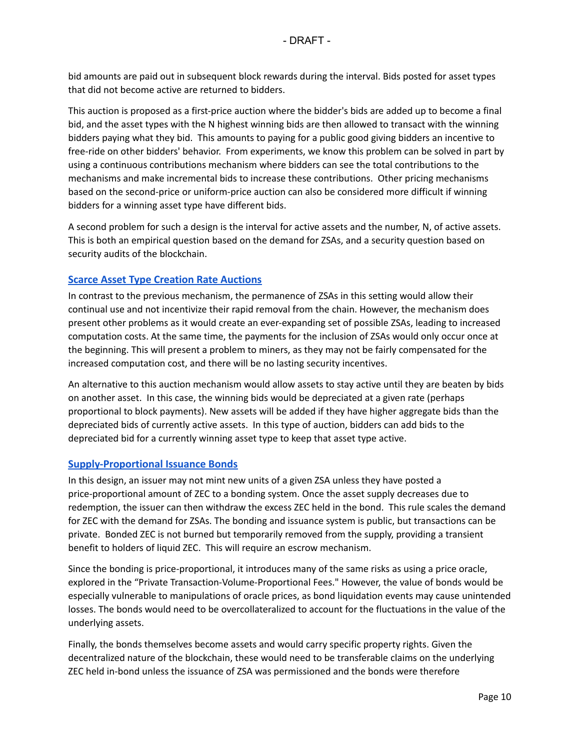bid amounts are paid out in subsequent block rewards during the interval. Bids posted for asset types that did not become active are returned to bidders.

This auction is proposed as a first-price auction where the bidder's bids are added up to become a final bid, and the asset types with the N highest winning bids are then allowed to transact with the winning bidders paying what they bid. This amounts to paying for a public good giving bidders an incentive to free-ride on other bidders' behavior. From experiments, we know this problem can be solved in part by using a continuous contributions mechanism where bidders can see the total contributions to the mechanisms and make incremental bids to increase these contributions. Other pricing mechanisms based on the second-price or uniform-price auction can also be considered more difficult if winning bidders for a winning asset type have different bids.

A second problem for such a design is the interval for active assets and the number, N, of active assets. This is both an empirical question based on the demand for ZSAs, and a security question based on security audits of the blockchain.

### Scarce Asset Type Creation Rate Auctions

In contrast to the previous mechanism, the permanence of ZSAs in this setting would allow their continual use and not incentivize their rapid removal from the chain. However, the mechanism does present other problems as it would create an ever-expanding set of possible ZSAs, leading to increased computation costs. At the same time, the payments for the inclusion of ZSAs would only occur once at the beginning. This will present a problem to miners, as they may not be fairly compensated for the increased computation cost, and there will be no lasting security incentives.

An alternative to this auction mechanism would allow assets to stay active until they are beaten by bids on another asset. In this case, the winning bids would be depreciated at a given rate (perhaps proportional to block payments). New assets will be added if they have higher aggregate bids than the depreciated bids of currently active assets. In this type of auction, bidders can add bids to the depreciated bid for a currently winning asset type to keep that asset type active.

### Supply-Proportional Issuance Bonds

In this design, an issuer may not mint new units of a given ZSA unless they have posted a price-proportional amount of ZEC to a bonding system. Once the asset supply decreases due to redemption, the issuer can then withdraw the excess ZEC held in the bond. This rule scales the demand for ZEC with the demand for ZSAs. The bonding and issuance system is public, but transactions can be private. Bonded ZEC is not burned but temporarily removed from the supply, providing a transient benefit to holders of liquid ZEC. This will require an escrow mechanism.

Since the bonding is price-proportional, it introduces many of the same risks as using a price oracle, explored in the "Private Transaction-Volume-Proportional Fees." However, the value of bonds would be especially vulnerable to manipulations of oracle prices, as bond liquidation events may cause unintended losses. The bonds would need to be overcollateralized to account for the fluctuations in the value of the underlying assets.

Finally, the bonds themselves become assets and would carry specific property rights. Given the decentralized nature of the blockchain, these would need to be transferable claims on the underlying ZEC held in-bond unless the issuance of ZSA was permissioned and the bonds were therefore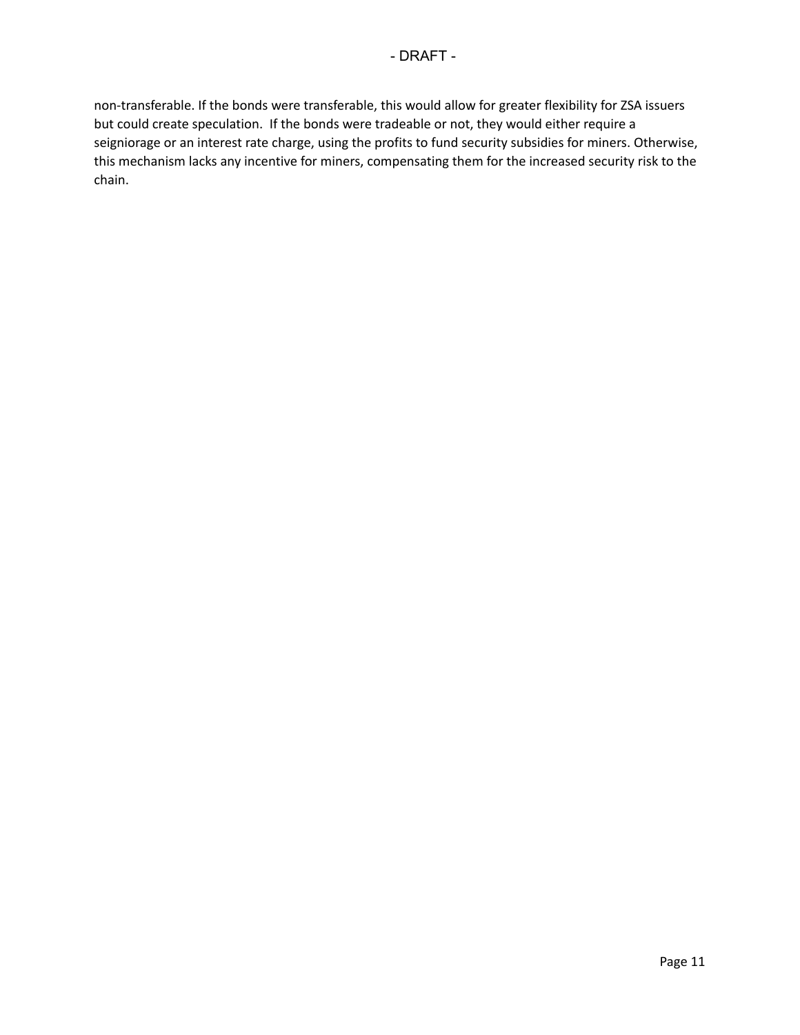non-transferable. If the bonds were transferable, this would allow for greater flexibility for ZSA issuers but could create speculation.  If the bonds were tradeable or not, they would either require a seigniorage or an interest rate charge, using the profits to fund security subsidies for miners. Otherwise, this mechanism lacks any incentive for miners, compensating them for the increased security risk to the chain.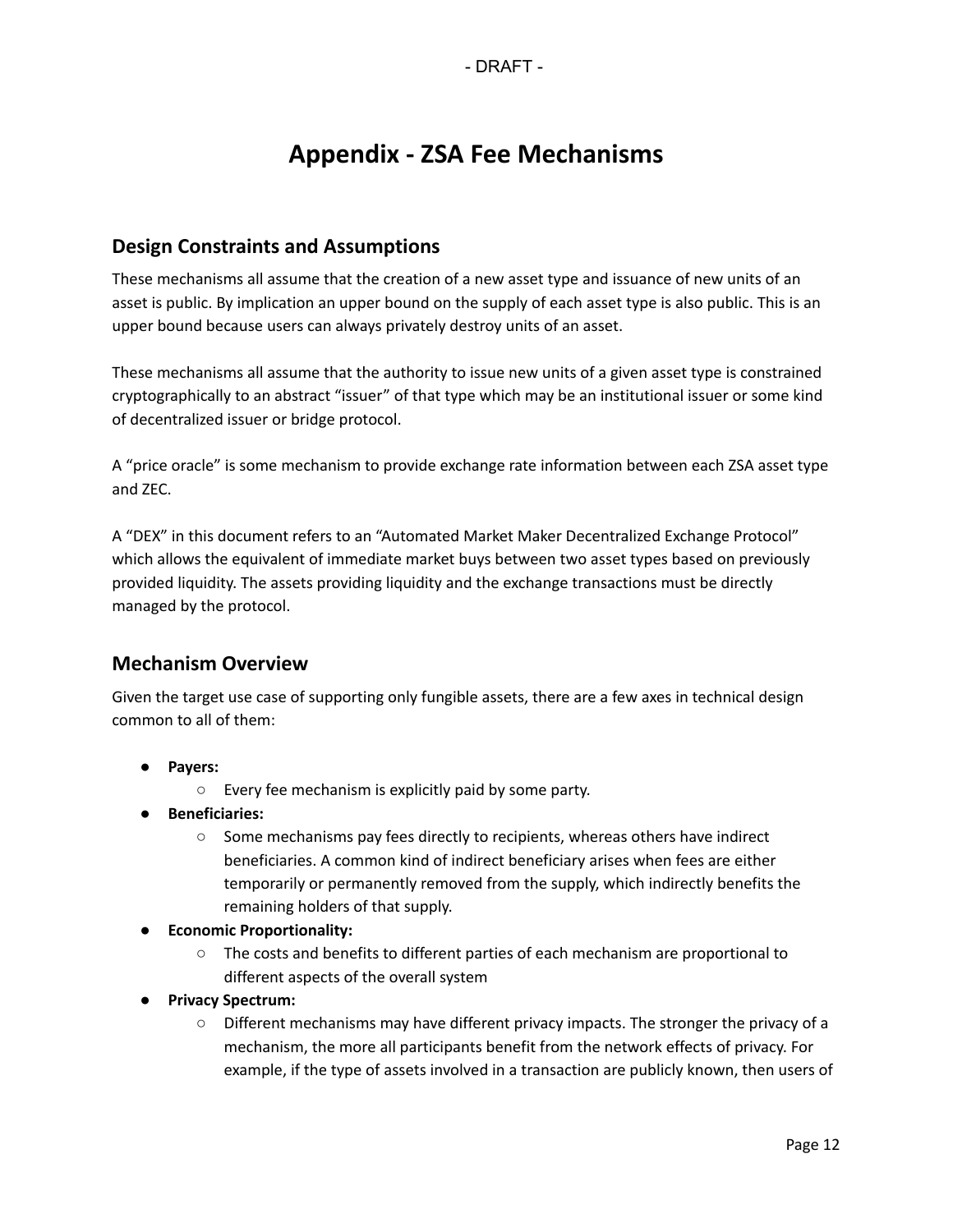# Appendix - ZSA Fee Mechanisms

## Design Constraints and Assumptions

These mechanisms all assume that the creation of a new asset type and issuance of new units of an asset is public. By implication an upper bound on the supply of each asset type is also public. This is an upper bound because users can always privately destroy units of an asset.

These mechanisms all assume that the authority to issue new units of a given asset type is constrained cryptographically to an abstract "issuer" of that type which may be an institutional issuer or some kind of decentralized issuer or bridge protocol.

A "price oracle" is some mechanism to provide exchange rate information between each ZSA asset type and ZEC.

A "DEX" in this document refers to an "Automated Market Maker Decentralized Exchange Protocol" which allows the equivalent of immediate market buys between two asset types based on previously provided liquidity. The assets providing liquidity and the exchange transactions must be directly managed by the protocol.

## Mechanism Overview

Given the target use case of supporting only fungible assets, there are a few axes in technical design common to all of them:

- **Payers:**
    - Every fee mechanism is explicitly paid by some party.
- **Beneficiaries:**
    - Some mechanisms pay fees directly to recipients, whereas others have indirect beneficiaries. A common kind of indirect beneficiary arises when fees are either temporarily or permanently removed from the supply, which indirectly benefits the remaining holders of that supply.
- **Economic Proportionality:**
    - The costs and benefits to different parties of each mechanism are proportional to different aspects of the overall system
- **Privacy Spectrum:**
    - Different mechanisms may have different privacy impacts. The stronger the privacy of a mechanism, the more all participants benefit from the network effects of privacy. For example, if the type of assets involved in a transaction are publicly known, then users of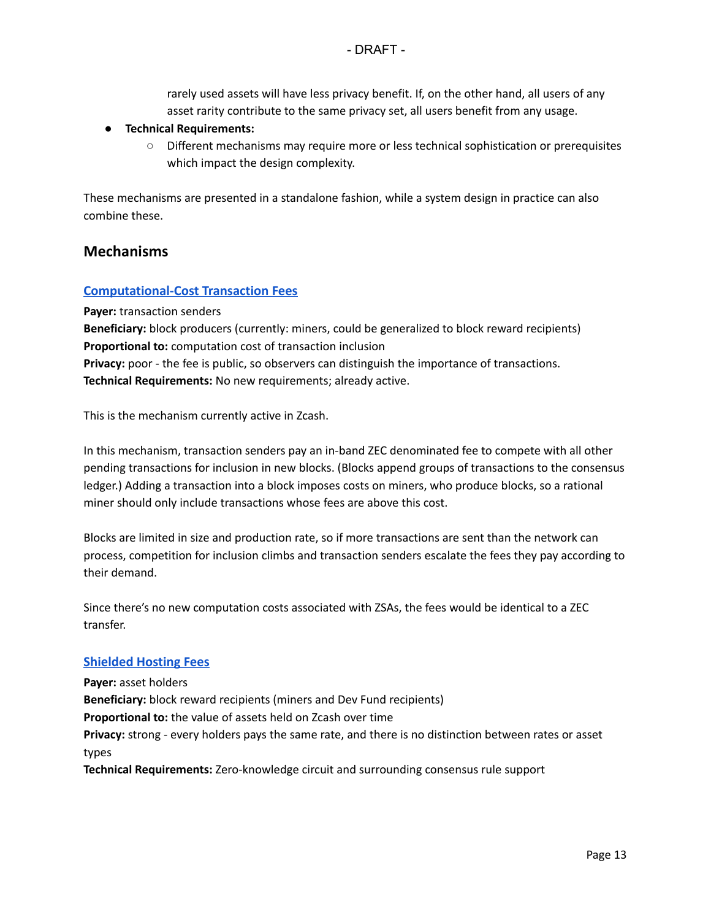rarely used assets will have less privacy benefit. If, on the other hand, all users of any asset rarity contribute to the same privacy set, all users benefit from any usage.

- **Technical Requirements:**
  - Different mechanisms may require more or less technical sophistication or prerequisites which impact the design complexity.

These mechanisms are presented in a standalone fashion, while a system design in practice can also combine these.

## Mechanisms

### Computational-Cost Transaction Fees

**Payer:** transaction senders
**Beneficiary:** block producers (currently: miners, could be generalized to block reward recipients)
**Proportional to:** computation cost of transaction inclusion
**Privacy:** poor - the fee is public, so observers can distinguish the importance of transactions.
**Technical Requirements:** No new requirements; already active.

This is the mechanism currently active in Zcash.

In this mechanism, transaction senders pay an in-band ZEC denominated fee to compete with all other pending transactions for inclusion in new blocks. (Blocks append groups of transactions to the consensus ledger.) Adding a transaction into a block imposes costs on miners, who produce blocks, so a rational miner should only include transactions whose fees are above this cost.

Blocks are limited in size and production rate, so if more transactions are sent than the network can process, competition for inclusion climbs and transaction senders escalate the fees they pay according to their demand.

Since there's no new computation costs associated with ZSAs, the fees would be identical to a ZEC transfer.

### Shielded Hosting Fees

**Payer:** asset holders
**Beneficiary:** block reward recipients (miners and Dev Fund recipients)
**Proportional to:** the value of assets held on Zcash over time
**Privacy:** strong - every holders pays the same rate, and there is no distinction between rates or asset types
**Technical Requirements:** Zero-knowledge circuit and surrounding consensus rule support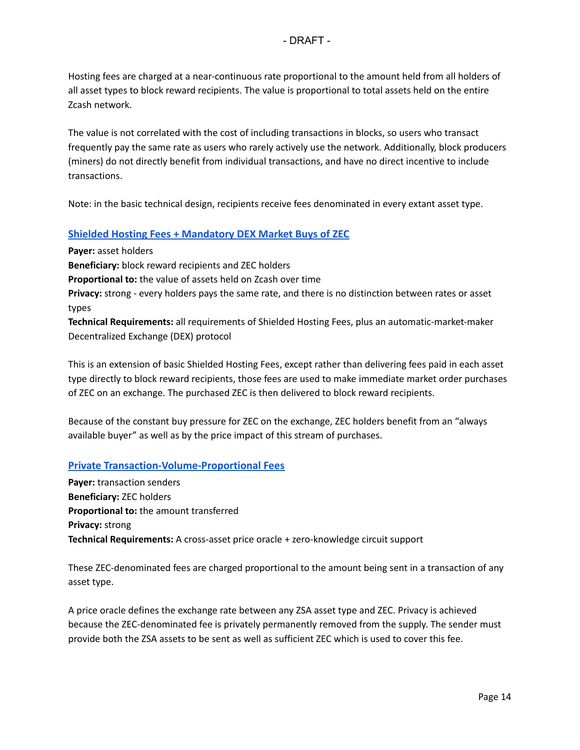Hosting fees are charged at a near-continuous rate proportional to the amount held from all holders of all asset types to block reward recipients. The value is proportional to total assets held on the entire Zcash network.

The value is not correlated with the cost of including transactions in blocks, so users who transact frequently pay the same rate as users who rarely actively use the network. Additionally, block producers (miners) do not directly benefit from individual transactions, and have no direct incentive to include transactions.

Note: in the basic technical design, recipients receive fees denominated in every extant asset type.

### Shielded Hosting Fees + Mandatory DEX Market Buys of ZEC

**Payer:** asset holders
**Beneficiary:** block reward recipients and ZEC holders
**Proportional to:** the value of assets held on Zcash over time
**Privacy:** strong - every holders pays the same rate, and there is no distinction between rates or asset types
**Technical Requirements:** all requirements of Shielded Hosting Fees, plus an automatic-market-maker Decentralized Exchange (DEX) protocol

This is an extension of basic Shielded Hosting Fees, except rather than delivering fees paid in each asset type directly to block reward recipients, those fees are used to make immediate market order purchases of ZEC on an exchange. The purchased ZEC is then delivered to block reward recipients.

Because of the constant buy pressure for ZEC on the exchange, ZEC holders benefit from an "always available buyer" as well as by the price impact of this stream of purchases.

### Private Transaction-Volume-Proportional Fees

**Payer:** transaction senders
**Beneficiary:** ZEC holders
**Proportional to:** the amount transferred
**Privacy:** strong
**Technical Requirements:** A cross-asset price oracle + zero-knowledge circuit support

These ZEC-denominated fees are charged proportional to the amount being sent in a transaction of any asset type.

A price oracle defines the exchange rate between any ZSA asset type and ZEC. Privacy is achieved because the ZEC-denominated fee is privately permanently removed from the supply. The sender must provide both the ZSA assets to be sent as well as sufficient ZEC which is used to cover this fee.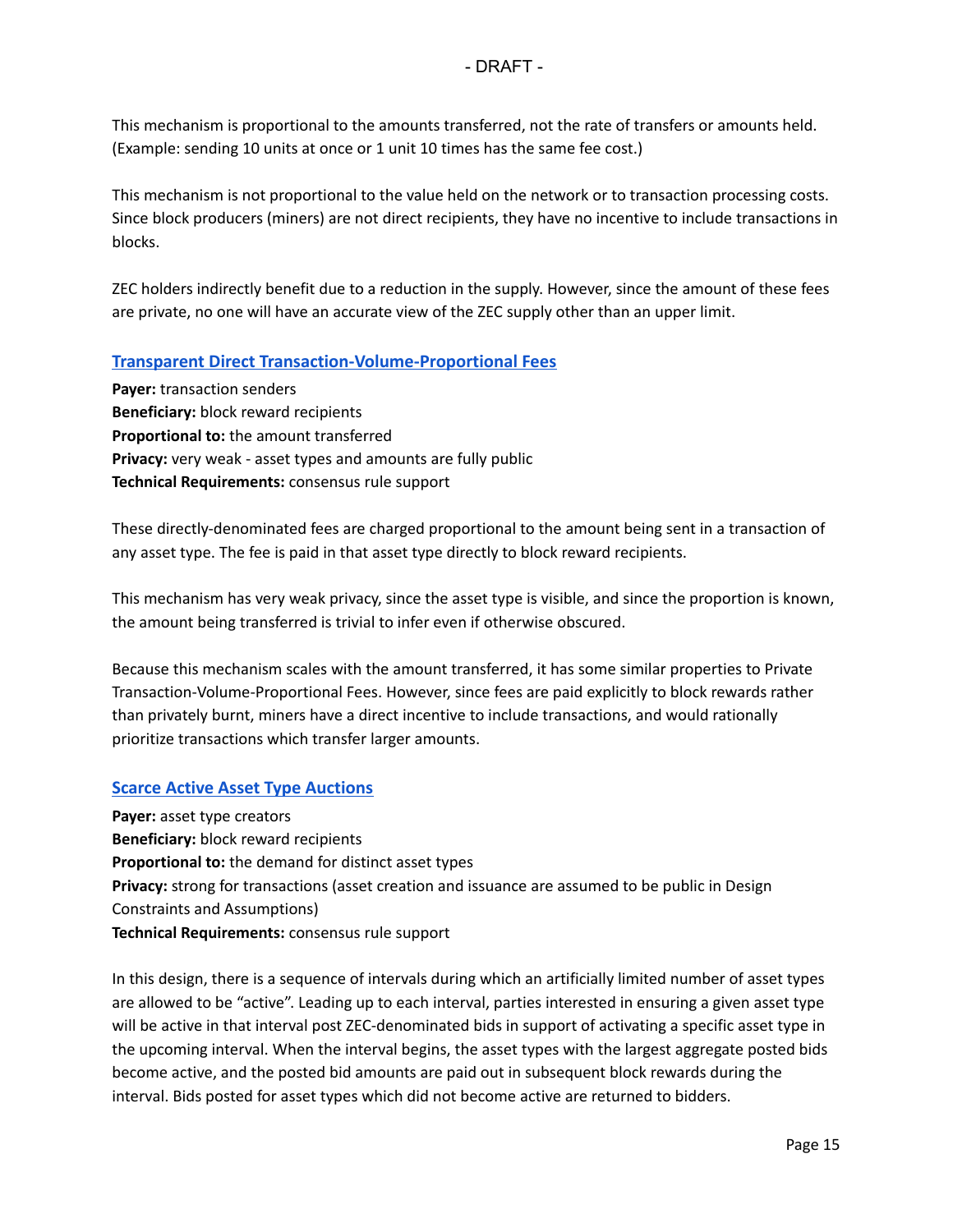This mechanism is proportional to the amounts transferred, not the rate of transfers or amounts held. (Example: sending 10 units at once or 1 unit 10 times has the same fee cost.)

This mechanism is not proportional to the value held on the network or to transaction processing costs. Since block producers (miners) are not direct recipients, they have no incentive to include transactions in blocks.

ZEC holders indirectly benefit due to a reduction in the supply. However, since the amount of these fees are private, no one will have an accurate view of the ZEC supply other than an upper limit.

### Transparent Direct Transaction-Volume-Proportional Fees

**Payer:** transaction senders
**Beneficiary:** block reward recipients
**Proportional to:** the amount transferred
**Privacy:** very weak - asset types and amounts are fully public
**Technical Requirements:** consensus rule support

These directly-denominated fees are charged proportional to the amount being sent in a transaction of any asset type. The fee is paid in that asset type directly to block reward recipients.

This mechanism has very weak privacy, since the asset type is visible, and since the proportion is known, the amount being transferred is trivial to infer even if otherwise obscured.

Because this mechanism scales with the amount transferred, it has some similar properties to Private Transaction-Volume-Proportional Fees. However, since fees are paid explicitly to block rewards rather than privately burnt, miners have a direct incentive to include transactions, and would rationally prioritize transactions which transfer larger amounts.

### Scarce Active Asset Type Auctions

**Payer:** asset type creators
**Beneficiary:** block reward recipients
**Proportional to:** the demand for distinct asset types
**Privacy:** strong for transactions (asset creation and issuance are assumed to be public in Design Constraints and Assumptions)
**Technical Requirements:** consensus rule support

In this design, there is a sequence of intervals during which an artificially limited number of asset types are allowed to be "active". Leading up to each interval, parties interested in ensuring a given asset type will be active in that interval post ZEC-denominated bids in support of activating a specific asset type in the upcoming interval. When the interval begins, the asset types with the largest aggregate posted bids become active, and the posted bid amounts are paid out in subsequent block rewards during the interval. Bids posted for asset types which did not become active are returned to bidders.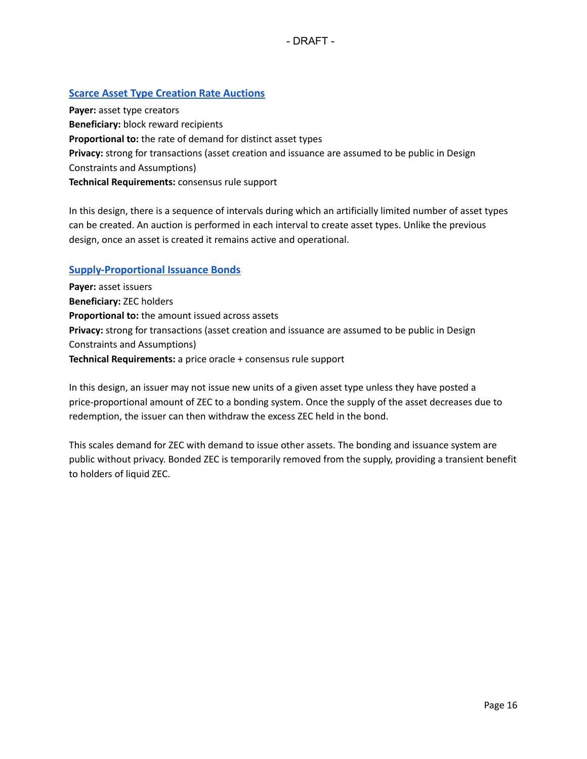### Scarce Asset Type Creation Rate Auctions

**Payer:** asset type creators
**Beneficiary:** block reward recipients
**Proportional to:** the rate of demand for distinct asset types
**Privacy:** strong for transactions (asset creation and issuance are assumed to be public in Design Constraints and Assumptions)
**Technical Requirements:** consensus rule support

In this design, there is a sequence of intervals during which an artificially limited number of asset types can be created. An auction is performed in each interval to create asset types. Unlike the previous design, once an asset is created it remains active and operational.

### Supply-Proportional Issuance Bonds

**Payer:** asset issuers
**Beneficiary:** ZEC holders
**Proportional to:** the amount issued across assets
**Privacy:** strong for transactions (asset creation and issuance are assumed to be public in Design Constraints and Assumptions)
**Technical Requirements:** a price oracle + consensus rule support

In this design, an issuer may not issue new units of a given asset type unless they have posted a price-proportional amount of ZEC to a bonding system. Once the supply of the asset decreases due to redemption, the issuer can then withdraw the excess ZEC held in the bond.

This scales demand for ZEC with demand to issue other assets. The bonding and issuance system are public without privacy. Bonded ZEC is temporarily removed from the supply, providing a transient benefit to holders of liquid ZEC.